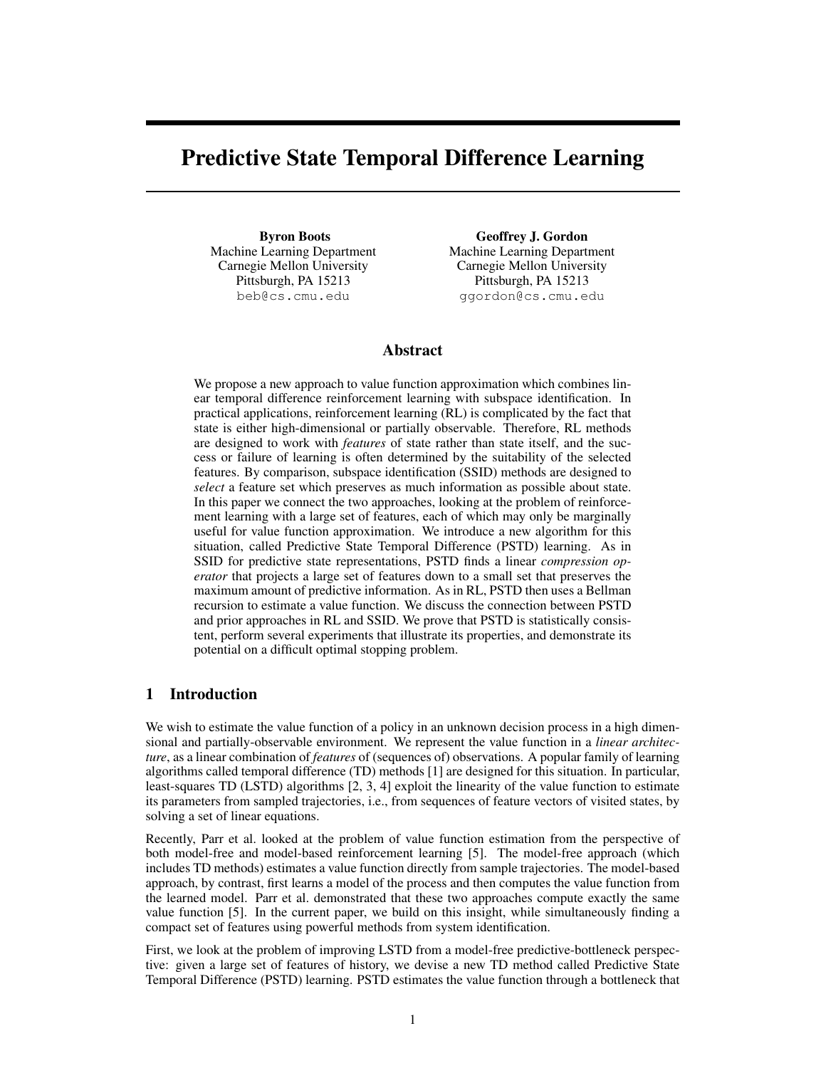# Predictive State Temporal Difference Learning

**Byron Boots**
Machine Learning Department
Carnegie Mellon University
Pittsburgh, PA 15213
beb@cs.cmu.edu

**Geoffrey J. Gordon**
Machine Learning Department
Carnegie Mellon University
Pittsburgh, PA 15213
ggordon@cs.cmu.edu

## Abstract

We propose a new approach to value function approximation which combines linear temporal difference reinforcement learning with subspace identification. In practical applications, reinforcement learning (RL) is complicated by the fact that state is either high-dimensional or partially observable. Therefore, RL methods are designed to work with *features* of state rather than state itself, and the success or failure of learning is often determined by the suitability of the selected features. By comparison, subspace identification (SSID) methods are designed to *select* a feature set which preserves as much information as possible about state. In this paper we connect the two approaches, looking at the problem of reinforcement learning with a large set of features, each of which may only be marginally useful for value function approximation. We introduce a new algorithm for this situation, called Predictive State Temporal Difference (PSTD) learning. As in SSID for predictive state representations, PSTD finds a linear *compression operator* that projects a large set of features down to a small set that preserves the maximum amount of predictive information. As in RL, PSTD then uses a Bellman recursion to estimate a value function. We discuss the connection between PSTD and prior approaches in RL and SSID. We prove that PSTD is statistically consistent, perform several experiments that illustrate its properties, and demonstrate its potential on a difficult optimal stopping problem.

## 1 Introduction

We wish to estimate the value function of a policy in an unknown decision process in a high dimensional and partially-observable environment. We represent the value function in a *linear architecture*, as a linear combination of *features* of (sequences of) observations. A popular family of learning algorithms called temporal difference (TD) methods [1] are designed for this situation. In particular, least-squares TD (LSTD) algorithms [2, 3, 4] exploit the linearity of the value function to estimate its parameters from sampled trajectories, i.e., from sequences of feature vectors of visited states, by solving a set of linear equations.

Recently, Parr et al. looked at the problem of value function estimation from the perspective of both model-free and model-based reinforcement learning [5]. The model-free approach (which includes TD methods) estimates a value function directly from sample trajectories. The model-based approach, by contrast, first learns a model of the process and then computes the value function from the learned model. Parr et al. demonstrated that these two approaches compute exactly the same value function [5]. In the current paper, we build on this insight, while simultaneously finding a compact set of features using powerful methods from system identification.

First, we look at the problem of improving LSTD from a model-free predictive-bottleneck perspective: given a large set of features of history, we devise a new TD method called Predictive State Temporal Difference (PSTD) learning. PSTD estimates the value function through a bottleneck that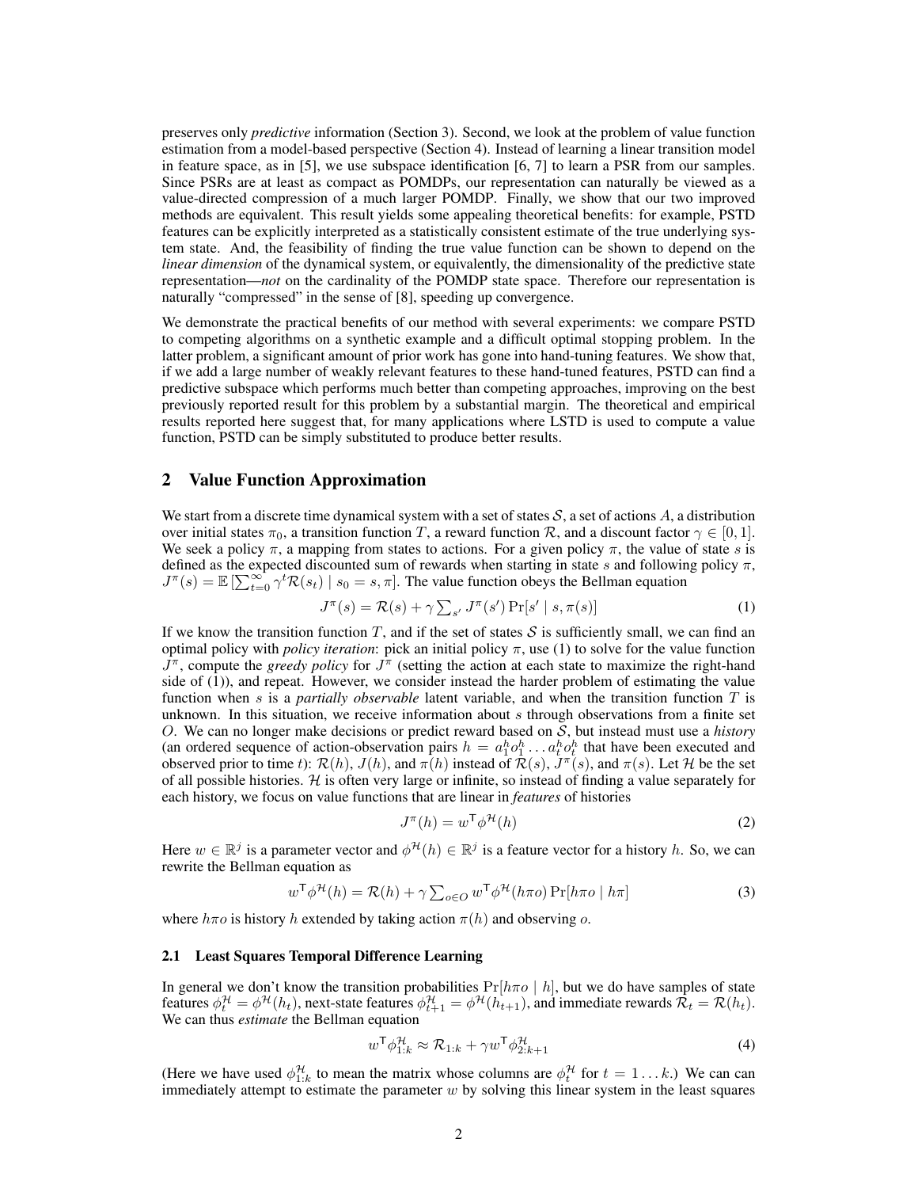preserves only *predictive* information (Section 3). Second, we look at the problem of value function estimation from a model-based perspective (Section 4). Instead of learning a linear transition model in feature space, as in [5], we use subspace identification [6, 7] to learn a PSR from our samples. Since PSRs are at least as compact as POMDPs, our representation can naturally be viewed as a value-directed compression of a much larger POMDP. Finally, we show that our two improved methods are equivalent. This result yields some appealing theoretical benefits: for example, PSTD features can be explicitly interpreted as a statistically consistent estimate of the true underlying system state. And, the feasibility of finding the true value function can be shown to depend on the *linear dimension* of the dynamical system, or equivalently, the dimensionality of the predictive state representation—*not* on the cardinality of the POMDP state space. Therefore our representation is naturally "compressed" in the sense of [8], speeding up convergence.

We demonstrate the practical benefits of our method with several experiments: we compare PSTD to competing algorithms on a synthetic example and a difficult optimal stopping problem. In the latter problem, a significant amount of prior work has gone into hand-tuning features. We show that, if we add a large number of weakly relevant features to these hand-tuned features, PSTD can find a predictive subspace which performs much better than competing approaches, improving on the best previously reported result for this problem by a substantial margin. The theoretical and empirical results reported here suggest that, for many applications where LSTD is used to compute a value function, PSTD can be simply substituted to produce better results.

## 2 Value Function Approximation

We start from a discrete time dynamical system with a set of states $\mathcal{S}$, a set of actions $A$, a distribution over initial states $\pi_0$, a transition function $T$, a reward function $\mathcal{R}$, and a discount factor $\gamma \in [0, 1]$. We seek a policy $\pi$, a mapping from states to actions. For a given policy $\pi$, the value of state $s$ is defined as the expected discounted sum of rewards when starting in state $s$ and following policy $\pi$, $J^\pi(s) = \mathbb{E}\left[\sum_{t=0}^{\infty} \gamma^t \mathcal{R}(s_t) \mid s_0 = s, \pi\right]$. The value function obeys the Bellman equation

$$J^\pi(s) = \mathcal{R}(s) + \gamma \sum_{s'} J^\pi(s') \Pr[s' \mid s, \pi(s)] \tag{1}$$

If we know the transition function $T$, and if the set of states $\mathcal{S}$ is sufficiently small, we can find an optimal policy with *policy iteration*: pick an initial policy $\pi$, use (1) to solve for the value function $J^\pi$, compute the *greedy policy* for $J^\pi$ (setting the action at each state to maximize the right-hand side of (1)), and repeat. However, we consider instead the harder problem of estimating the value function when $s$ is a *partially observable* latent variable, and when the transition function $T$ is unknown. In this situation, we receive information about $s$ through observations from a finite set $O$. We can no longer make decisions or predict reward based on $\mathcal{S}$, but instead must use a *history* (an ordered sequence of action-observation pairs $h = a_1^h o_1^h \ldots a_t^h o_t^h$ that have been executed and observed prior to time $t$): $\mathcal{R}(h)$, $J(h)$, and $\pi(h)$ instead of $\mathcal{R}(s)$, $J^\pi(s)$, and $\pi(s)$. Let $\mathcal{H}$ be the set of all possible histories. $\mathcal{H}$ is often very large or infinite, so instead of finding a value separately for each history, we focus on value functions that are linear in *features* of histories

$$J^\pi(h) = w^\mathsf{T} \phi^\mathcal{H}(h) \tag{2}$$

Here $w \in \mathbb{R}^j$ is a parameter vector and $\phi^\mathcal{H}(h) \in \mathbb{R}^j$ is a feature vector for a history $h$. So, we can rewrite the Bellman equation as

$$w^\mathsf{T} \phi^\mathcal{H}(h) = \mathcal{R}(h) + \gamma \sum_{o \in O} w^\mathsf{T} \phi^\mathcal{H}(h\pi o) \Pr[h\pi o \mid h\pi] \tag{3}$$

where $h\pi o$ is history $h$ extended by taking action $\pi(h)$ and observing $o$.

### 2.1 Least Squares Temporal Difference Learning

In general we don't know the transition probabilities $\Pr[h\pi o \mid h]$, but we do have samples of state features $\phi_t^\mathcal{H} = \phi^\mathcal{H}(h_t)$, next-state features $\phi_{t+1}^\mathcal{H} = \phi^\mathcal{H}(h_{t+1})$, and immediate rewards $\mathcal{R}_t = \mathcal{R}(h_t)$. We can thus *estimate* the Bellman equation

$$w^\mathsf{T} \phi_{1:k}^\mathcal{H} \approx \mathcal{R}_{1:k} + \gamma w^\mathsf{T} \phi_{2:k+1}^\mathcal{H} \tag{4}$$

(Here we have used $\phi_{1:k}^\mathcal{H}$ to mean the matrix whose columns are $\phi_t^\mathcal{H}$ for $t = 1 \ldots k$.) We can can immediately attempt to estimate the parameter $w$ by solving this linear system in the least squares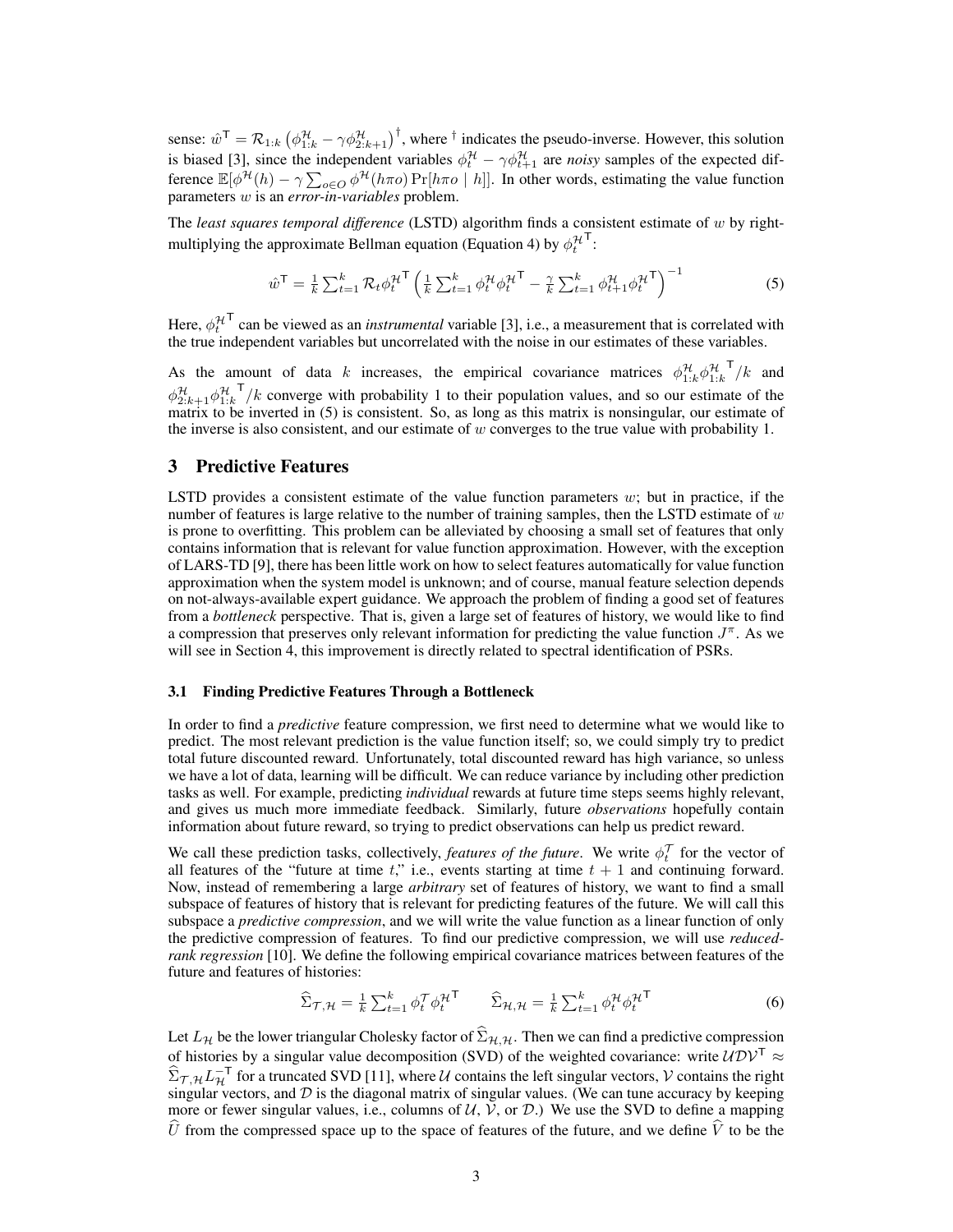sense: $\hat{w}^{\mathsf{T}} = \mathcal{R}_{1:k}\left(\phi^{\mathcal{H}}_{1:k} - \gamma\phi^{\mathcal{H}}_{2:k+1}\right)^{\dagger}$, where $^{\dagger}$ indicates the pseudo-inverse. However, this solution is biased [3], since the independent variables $\phi^{\mathcal{H}}_t - \gamma\phi^{\mathcal{H}}_{t+1}$ are *noisy* samples of the expected difference $\mathbb{E}[\phi^{\mathcal{H}}(h) - \gamma\sum_{o\in O}\phi^{\mathcal{H}}(h\pi o)\Pr[h\pi o \mid h]]$. In other words, estimating the value function parameters $w$ is an *error-in-variables* problem.

The *least squares temporal difference* (LSTD) algorithm finds a consistent estimate of $w$ by right-multiplying the approximate Bellman equation (Equation 4) by $\phi^{\mathcal{H}\mathsf{T}}_t$:

$$\hat{w}^{\mathsf{T}} = \frac{1}{k}\sum_{t=1}^{k}\mathcal{R}_t\phi^{\mathcal{H}\mathsf{T}}_t\left(\frac{1}{k}\sum_{t=1}^{k}\phi^{\mathcal{H}}_t\phi^{\mathcal{H}\mathsf{T}}_t - \frac{\gamma}{k}\sum_{t=1}^{k}\phi^{\mathcal{H}}_{t+1}\phi^{\mathcal{H}\mathsf{T}}_t\right)^{-1} \tag{5}$$

Here, $\phi^{\mathcal{H}\mathsf{T}}_t$ can be viewed as an *instrumental* variable [3], i.e., a measurement that is correlated with the true independent variables but uncorrelated with the noise in our estimates of these variables.

As the amount of data $k$ increases, the empirical covariance matrices $\phi^{\mathcal{H}}_{1:k}\phi^{\mathcal{H}\mathsf{T}}_{1:k}/k$ and $\phi^{\mathcal{H}}_{2:k+1}\phi^{\mathcal{H}\mathsf{T}}_{1:k}/k$ converge with probability 1 to their population values, and so our estimate of the matrix to be inverted in (5) is consistent. So, as long as this matrix is nonsingular, our estimate of the inverse is also consistent, and our estimate of $w$ converges to the true value with probability 1.

## 3 Predictive Features

LSTD provides a consistent estimate of the value function parameters $w$; but in practice, if the number of features is large relative to the number of training samples, then the LSTD estimate of $w$ is prone to overfitting. This problem can be alleviated by choosing a small set of features that only contains information that is relevant for value function approximation. However, with the exception of LARS-TD [9], there has been little work on how to select features automatically for value function approximation when the system model is unknown; and of course, manual feature selection depends on not-always-available expert guidance. We approach the problem of finding a good set of features from a *bottleneck* perspective. That is, given a large set of features of history, we would like to find a compression that preserves only relevant information for predicting the value function $J^{\pi}$. As we will see in Section 4, this improvement is directly related to spectral identification of PSRs.

### 3.1 Finding Predictive Features Through a Bottleneck

In order to find a *predictive* feature compression, we first need to determine what we would like to predict. The most relevant prediction is the value function itself; so, we could simply try to predict total future discounted reward. Unfortunately, total discounted reward has high variance, so unless we have a lot of data, learning will be difficult. We can reduce variance by including other prediction tasks as well. For example, predicting *individual* rewards at future time steps seems highly relevant, and gives us much more immediate feedback. Similarly, future *observations* hopefully contain information about future reward, so trying to predict observations can help us predict reward.

We call these prediction tasks, collectively, *features of the future*. We write $\phi^{\mathcal{T}}_t$ for the vector of all features of the "future at time $t$," i.e., events starting at time $t+1$ and continuing forward. Now, instead of remembering a large *arbitrary* set of features of history, we want to find a small subspace of features of history that is relevant for predicting features of the future. We will call this subspace a *predictive compression*, and we will write the value function as a linear function of only the predictive compression of features. To find our predictive compression, we will use *reduced-rank regression* [10]. We define the following empirical covariance matrices between features of the future and features of histories:

$$\widehat{\Sigma}_{\mathcal{T},\mathcal{H}} = \frac{1}{k}\sum_{t=1}^{k}\phi^{\mathcal{T}}_t\phi^{\mathcal{H}\mathsf{T}}_t \qquad \widehat{\Sigma}_{\mathcal{H},\mathcal{H}} = \frac{1}{k}\sum_{t=1}^{k}\phi^{\mathcal{H}}_t\phi^{\mathcal{H}\mathsf{T}}_t \tag{6}$$

Let $L_{\mathcal{H}}$ be the lower triangular Cholesky factor of $\widehat{\Sigma}_{\mathcal{H},\mathcal{H}}$. Then we can find a predictive compression of histories by a singular value decomposition (SVD) of the weighted covariance: write $\mathcal{U}\mathcal{D}\mathcal{V}^{\mathsf{T}} \approx \widehat{\Sigma}_{\mathcal{T},\mathcal{H}}L_{\mathcal{H}}^{-\mathsf{T}}$ for a truncated SVD [11], where $\mathcal{U}$ contains the left singular vectors, $\mathcal{V}$ contains the right singular vectors, and $\mathcal{D}$ is the diagonal matrix of singular values. (We can tune accuracy by keeping more or fewer singular values, i.e., columns of $\mathcal{U}$, $\mathcal{V}$, or $\mathcal{D}$.) We use the SVD to define a mapping $\widehat{U}$ from the compressed space up to the space of features of the future, and we define $\widehat{V}$ to be the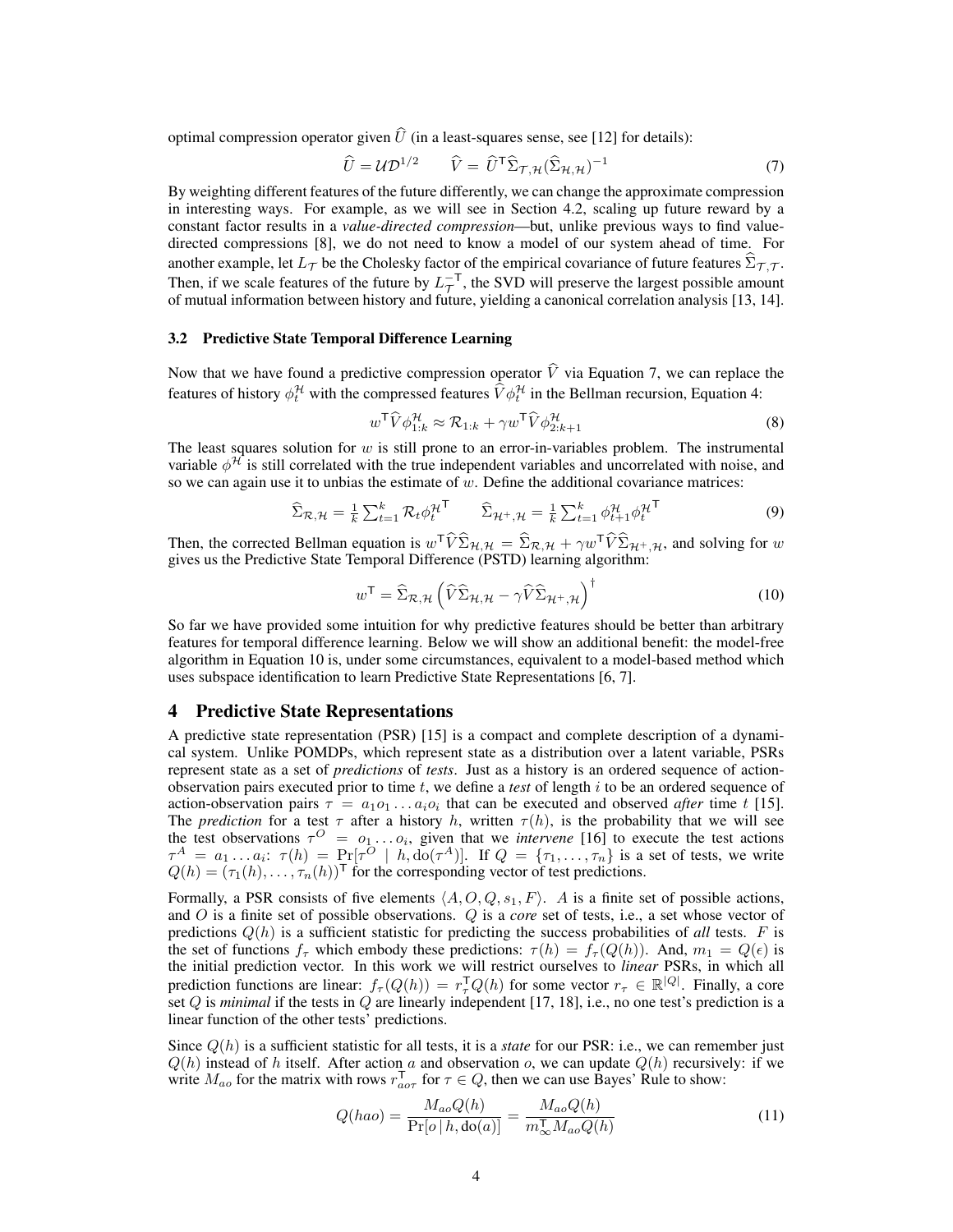optimal compression operator given $\widehat{U}$ (in a least-squares sense, see [12] for details):

$$\widehat{U} = \mathcal{U}\mathcal{D}^{1/2} \qquad \widehat{V} = \widehat{U}^{\mathsf{T}}\widehat{\Sigma}_{\mathcal{T},\mathcal{H}}(\widehat{\Sigma}_{\mathcal{H},\mathcal{H}})^{-1} \tag{7}$$

By weighting different features of the future differently, we can change the approximate compression in interesting ways. For example, as we will see in Section 4.2, scaling up future reward by a constant factor results in a *value-directed compression*—but, unlike previous ways to find value-directed compressions [8], we do not need to know a model of our system ahead of time. For another example, let $L_{\mathcal{T}}$ be the Cholesky factor of the empirical covariance of future features $\widehat{\Sigma}_{\mathcal{T},\mathcal{T}}$. Then, if we scale features of the future by $L_{\mathcal{T}}^{-\mathsf{T}}$, the SVD will preserve the largest possible amount of mutual information between history and future, yielding a canonical correlation analysis [13, 14].

### 3.2 Predictive State Temporal Difference Learning

Now that we have found a predictive compression operator $\widehat{V}$ via Equation 7, we can replace the features of history $\phi_t^{\mathcal{H}}$ with the compressed features $\widehat{V}\phi_t^{\mathcal{H}}$ in the Bellman recursion, Equation 4:

$$w^{\mathsf{T}}\widehat{V}\phi_{1:k}^{\mathcal{H}} \approx \mathcal{R}_{1:k} + \gamma w^{\mathsf{T}}\widehat{V}\phi_{2:k+1}^{\mathcal{H}} \tag{8}$$

The least squares solution for $w$ is still prone to an error-in-variables problem. The instrumental variable $\phi^{\mathcal{H}}$ is still correlated with the true independent variables and uncorrelated with noise, and so we can again use it to unbias the estimate of $w$. Define the additional covariance matrices:

$$\widehat{\Sigma}_{\mathcal{R},\mathcal{H}} = \tfrac{1}{k}\textstyle\sum_{t=1}^{k}\mathcal{R}_t\phi_t^{\mathcal{H}\mathsf{T}} \qquad \widehat{\Sigma}_{\mathcal{H}^+,\mathcal{H}} = \tfrac{1}{k}\textstyle\sum_{t=1}^{k}\phi_{t+1}^{\mathcal{H}}\phi_t^{\mathcal{H}\mathsf{T}} \tag{9}$$

Then, the corrected Bellman equation is $w^{\mathsf{T}}\widehat{V}\widehat{\Sigma}_{\mathcal{H},\mathcal{H}} = \widehat{\Sigma}_{\mathcal{R},\mathcal{H}} + \gamma w^{\mathsf{T}}\widehat{V}\widehat{\Sigma}_{\mathcal{H}^+,\mathcal{H}}$, and solving for $w$ gives us the Predictive State Temporal Difference (PSTD) learning algorithm:

$$w^{\mathsf{T}} = \widehat{\Sigma}_{\mathcal{R},\mathcal{H}}\left(\widehat{V}\widehat{\Sigma}_{\mathcal{H},\mathcal{H}} - \gamma\widehat{V}\widehat{\Sigma}_{\mathcal{H}^+,\mathcal{H}}\right)^{\dagger} \tag{10}$$

So far we have provided some intuition for why predictive features should be better than arbitrary features for temporal difference learning. Below we will show an additional benefit: the model-free algorithm in Equation 10 is, under some circumstances, equivalent to a model-based method which uses subspace identification to learn Predictive State Representations [6, 7].

## 4 Predictive State Representations

A predictive state representation (PSR) [15] is a compact and complete description of a dynamical system. Unlike POMDPs, which represent state as a distribution over a latent variable, PSRs represent state as a set of *predictions* of *tests*. Just as a history is an ordered sequence of action-observation pairs executed prior to time $t$, we define a *test* of length $i$ to be an ordered sequence of action-observation pairs $\tau = a_1o_1\ldots a_io_i$ that can be executed and observed *after* time $t$ [15]. The *prediction* for a test $\tau$ after a history $h$, written $\tau(h)$, is the probability that we will see the test observations $\tau^O = o_1\ldots o_i$, given that we *intervene* [16] to execute the test actions $\tau^A = a_1\ldots a_i$: $\tau(h) = \Pr[\tau^O \mid h, \mathrm{do}(\tau^A)]$. If $Q = \{\tau_1,\ldots,\tau_n\}$ is a set of tests, we write $Q(h) = (\tau_1(h),\ldots,\tau_n(h))^{\mathsf{T}}$ for the corresponding vector of test predictions.

Formally, a PSR consists of five elements $\langle A, O, Q, s_1, F\rangle$. $A$ is a finite set of possible actions, and $O$ is a finite set of possible observations. $Q$ is a *core* set of tests, i.e., a set whose vector of predictions $Q(h)$ is a sufficient statistic for predicting the success probabilities of *all* tests. $F$ is the set of functions $f_\tau$ which embody these predictions: $\tau(h) = f_\tau(Q(h))$. And, $m_1 = Q(\epsilon)$ is the initial prediction vector. In this work we will restrict ourselves to *linear* PSRs, in which all prediction functions are linear: $f_\tau(Q(h)) = r_\tau^{\mathsf{T}}Q(h)$ for some vector $r_\tau \in \mathbb{R}^{|Q|}$. Finally, a core set $Q$ is *minimal* if the tests in $Q$ are linearly independent [17, 18], i.e., no one test's prediction is a linear function of the other tests' predictions.

Since $Q(h)$ is a sufficient statistic for all tests, it is a *state* for our PSR: i.e., we can remember just $Q(h)$ instead of $h$ itself. After action $a$ and observation $o$, we can update $Q(h)$ recursively: if we write $M_{ao}$ for the matrix with rows $r_{ao\tau}^{\mathsf{T}}$ for $\tau \in Q$, then we can use Bayes' Rule to show:

$$Q(hao) = \frac{M_{ao}Q(h)}{\Pr[o \mid h, \mathrm{do}(a)]} = \frac{M_{ao}Q(h)}{m_\infty^{\mathsf{T}}M_{ao}Q(h)} \tag{11}$$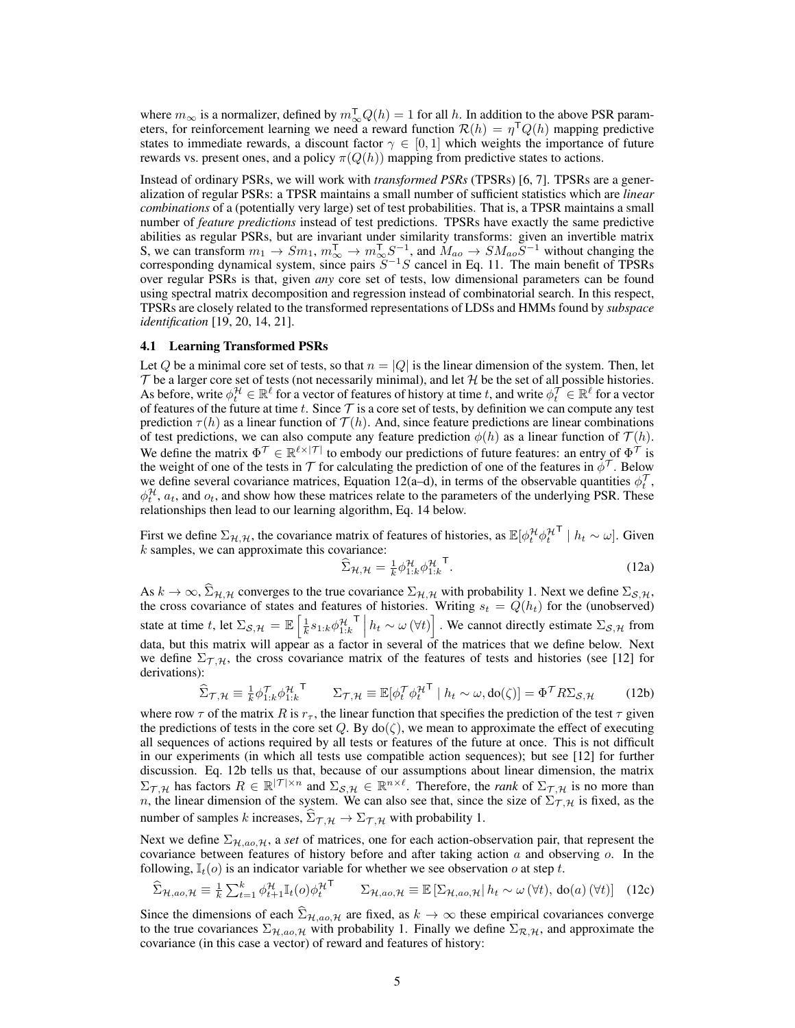where $m_\infty$ is a normalizer, defined by $m_\infty^\mathsf{T} Q(h) = 1$ for all $h$. In addition to the above PSR parameters, for reinforcement learning we need a reward function $\mathcal{R}(h) = \eta^\mathsf{T} Q(h)$ mapping predictive states to immediate rewards, a discount factor $\gamma \in [0, 1]$ which weights the importance of future rewards vs. present ones, and a policy $\pi(Q(h))$ mapping from predictive states to actions.

Instead of ordinary PSRs, we will work with *transformed PSRs* (TPSRs) [6, 7]. TPSRs are a generalization of regular PSRs: a TPSR maintains a small number of sufficient statistics which are *linear combinations* of a (potentially very large) set of test probabilities. That is, a TPSR maintains a small number of *feature predictions* instead of test predictions. TPSRs have exactly the same predictive abilities as regular PSRs, but are invariant under similarity transforms: given an invertible matrix S, we can transform $m_1 \to Sm_1$, $m_\infty^\mathsf{T} \to m_\infty^\mathsf{T} S^{-1}$, and $M_{ao} \to SM_{ao}S^{-1}$ without changing the corresponding dynamical system, since pairs $S^{-1}S$ cancel in Eq. 11. The main benefit of TPSRs over regular PSRs is that, given *any* core set of tests, low dimensional parameters can be found using spectral matrix decomposition and regression instead of combinatorial search. In this respect, TPSRs are closely related to the transformed representations of LDSs and HMMs found by *subspace identification* [19, 20, 14, 21].

### 4.1 Learning Transformed PSRs

Let $Q$ be a minimal core set of tests, so that $n = |Q|$ is the linear dimension of the system. Then, let $\mathcal{T}$ be a larger core set of tests (not necessarily minimal), and let $\mathcal{H}$ be the set of all possible histories. As before, write $\phi_t^\mathcal{H} \in \mathbb{R}^\ell$ for a vector of features of history at time $t$, and write $\phi_t^\mathcal{T} \in \mathbb{R}^\ell$ for a vector of features of the future at time $t$. Since $\mathcal{T}$ is a core set of tests, by definition we can compute any test prediction $\tau(h)$ as a linear function of $\mathcal{T}(h)$. And, since feature predictions are linear combinations of test predictions, we can also compute any feature prediction $\phi(h)$ as a linear function of $\mathcal{T}(h)$. We define the matrix $\Phi^\mathcal{T} \in \mathbb{R}^{\ell \times |\mathcal{T}|}$ to embody our predictions of future features: an entry of $\Phi^\mathcal{T}$ is the weight of one of the tests in $\mathcal{T}$ for calculating the prediction of one of the features in $\phi^\mathcal{T}$. Below we define several covariance matrices, Equation 12(a–d), in terms of the observable quantities $\phi_t^\mathcal{T}$, $\phi_t^\mathcal{H}$, $a_t$, and $o_t$, and show how these matrices relate to the parameters of the underlying PSR. These relationships then lead to our learning algorithm, Eq. 14 below.

First we define $\Sigma_{\mathcal{H},\mathcal{H}}$, the covariance matrix of features of histories, as $\mathbb{E}[\phi_t^\mathcal{H} \phi_t^{\mathcal{H}\mathsf{T}} \mid h_t \sim \omega]$. Given $k$ samples, we can approximate this covariance:

$$\widehat{\Sigma}_{\mathcal{H},\mathcal{H}} = \tfrac{1}{k} \phi_{1:k}^\mathcal{H} \phi_{1:k}^{\mathcal{H}\,\mathsf{T}}. \tag{12a}$$

As $k \to \infty$, $\widehat{\Sigma}_{\mathcal{H},\mathcal{H}}$ converges to the true covariance $\Sigma_{\mathcal{H},\mathcal{H}}$ with probability 1. Next we define $\Sigma_{\mathcal{S},\mathcal{H}}$, the cross covariance of states and features of histories. Writing $s_t = Q(h_t)$ for the (unobserved) state at time $t$, let $\Sigma_{\mathcal{S},\mathcal{H}} = \mathbb{E}\left[\frac{1}{k} s_{1:k} \phi_{1:k}^{\mathcal{H}\,\mathsf{T}} \,\middle|\, h_t \sim \omega\ (\forall t)\right]$. We cannot directly estimate $\Sigma_{\mathcal{S},\mathcal{H}}$ from data, but this matrix will appear as a factor in several of the matrices that we define below. Next we define $\Sigma_{\mathcal{T},\mathcal{H}}$, the cross covariance matrix of the features of tests and histories (see [12] for derivations):

$$\widehat{\Sigma}_{\mathcal{T},\mathcal{H}} \equiv \tfrac{1}{k} \phi_{1:k}^\mathcal{T} \phi_{1:k}^{\mathcal{H}\,\mathsf{T}} \qquad \Sigma_{\mathcal{T},\mathcal{H}} \equiv \mathbb{E}[\phi_t^\mathcal{T} \phi_t^{\mathcal{H}\mathsf{T}} \mid h_t \sim \omega, \mathrm{do}(\zeta)] = \Phi^\mathcal{T} R \Sigma_{\mathcal{S},\mathcal{H}} \tag{12b}$$

where row $\tau$ of the matrix $R$ is $r_\tau$, the linear function that specifies the prediction of the test $\tau$ given the predictions of tests in the core set $Q$. By $\mathrm{do}(\zeta)$, we mean to approximate the effect of executing all sequences of actions required by all tests or features of the future at once. This is not difficult in our experiments (in which all tests use compatible action sequences); but see [12] for further discussion. Eq. 12b tells us that, because of our assumptions about linear dimension, the matrix $\Sigma_{\mathcal{T},\mathcal{H}}$ has factors $R \in \mathbb{R}^{|\mathcal{T}| \times n}$ and $\Sigma_{\mathcal{S},\mathcal{H}} \in \mathbb{R}^{n \times \ell}$. Therefore, the *rank* of $\Sigma_{\mathcal{T},\mathcal{H}}$ is no more than $n$, the linear dimension of the system. We can also see that, since the size of $\Sigma_{\mathcal{T},\mathcal{H}}$ is fixed, as the number of samples $k$ increases, $\widehat{\Sigma}_{\mathcal{T},\mathcal{H}} \to \Sigma_{\mathcal{T},\mathcal{H}}$ with probability 1.

Next we define $\Sigma_{\mathcal{H},ao,\mathcal{H}}$, a *set* of matrices, one for each action-observation pair, that represent the covariance between features of history before and after taking action $a$ and observing $o$. In the following, $\mathbb{I}_t(o)$ is an indicator variable for whether we see observation $o$ at step $t$.

$$\widehat{\Sigma}_{\mathcal{H},ao,\mathcal{H}} \equiv \tfrac{1}{k} \textstyle\sum_{t=1}^{k} \phi_{t+1}^\mathcal{H} \mathbb{I}_t(o) \phi_t^{\mathcal{H}\mathsf{T}} \qquad \Sigma_{\mathcal{H},ao,\mathcal{H}} \equiv \mathbb{E}\left[\Sigma_{\mathcal{H},ao,\mathcal{H}} \,|\, h_t \sim \omega\ (\forall t),\ \mathrm{do}(a)\ (\forall t)\right] \tag{12c}$$

Since the dimensions of each $\widehat{\Sigma}_{\mathcal{H},ao,\mathcal{H}}$ are fixed, as $k \to \infty$ these empirical covariances converge to the true covariances $\Sigma_{\mathcal{H},ao,\mathcal{H}}$ with probability 1. Finally we define $\Sigma_{\mathcal{R},\mathcal{H}}$, and approximate the covariance (in this case a vector) of reward and features of history: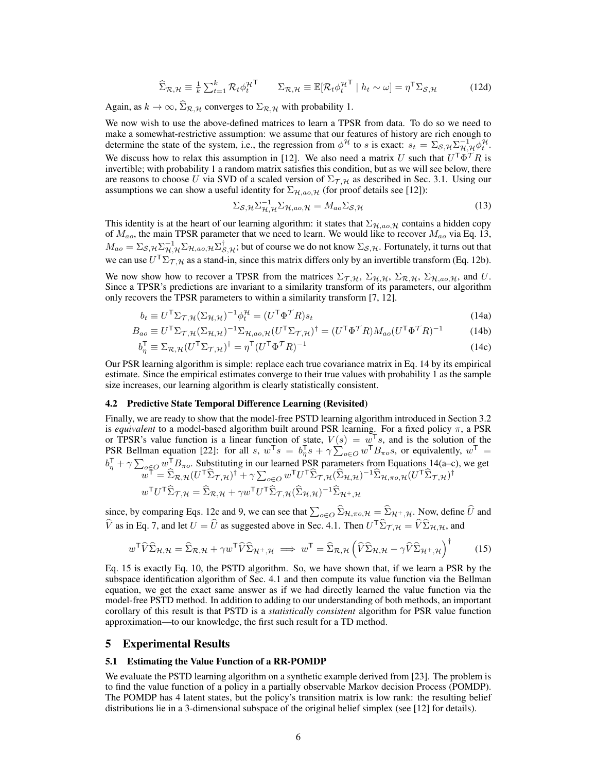$$\widehat{\Sigma}_{\mathcal{R},\mathcal{H}} \equiv \frac{1}{k}\sum_{t=1}^{k} \mathcal{R}_t \phi_t^{\mathcal{H}\mathsf{T}} \qquad \Sigma_{\mathcal{R},\mathcal{H}} \equiv \mathbb{E}[\mathcal{R}_t \phi_t^{\mathcal{H}\mathsf{T}} \mid h_t \sim \omega] = \eta^{\mathsf{T}}\Sigma_{\mathcal{S},\mathcal{H}} \tag{12d}$$

Again, as $k \to \infty$, $\widehat{\Sigma}_{\mathcal{R},\mathcal{H}}$ converges to $\Sigma_{\mathcal{R},\mathcal{H}}$ with probability 1.

We now wish to use the above-defined matrices to learn a TPSR from data. To do so we need to make a somewhat-restrictive assumption: we assume that our features of history are rich enough to determine the state of the system, i.e., the regression from $\phi^{\mathcal{H}}$ to $s$ is exact: $s_t = \Sigma_{\mathcal{S},\mathcal{H}}\Sigma_{\mathcal{H},\mathcal{H}}^{-1}\phi_t^{\mathcal{H}}$. We discuss how to relax this assumption in [12]. We also need a matrix $U$ such that $U^{\mathsf{T}}\Phi^{\mathcal{T}}R$ is invertible; with probability 1 a random matrix satisfies this condition, but as we will see below, there are reasons to choose $U$ via SVD of a scaled version of $\Sigma_{\mathcal{T},\mathcal{H}}$ as described in Sec. 3.1. Using our assumptions we can show a useful identity for $\Sigma_{\mathcal{H},ao,\mathcal{H}}$ (for proof details see [12]):

$$\Sigma_{\mathcal{S},\mathcal{H}}\Sigma_{\mathcal{H},\mathcal{H}}^{-1}\Sigma_{\mathcal{H},ao,\mathcal{H}} = M_{ao}\Sigma_{\mathcal{S},\mathcal{H}} \tag{13}$$

This identity is at the heart of our learning algorithm: it states that $\Sigma_{\mathcal{H},ao,\mathcal{H}}$ contains a hidden copy of $M_{ao}$, the main TPSR parameter that we need to learn. We would like to recover $M_{ao}$ via Eq. 13, $M_{ao} = \Sigma_{\mathcal{S},\mathcal{H}}\Sigma_{\mathcal{H},\mathcal{H}}^{-1}\Sigma_{\mathcal{H},ao,\mathcal{H}}\Sigma_{\mathcal{S},\mathcal{H}}^{\dagger}$; but of course we do not know $\Sigma_{\mathcal{S},\mathcal{H}}$. Fortunately, it turns out that we can use $U^{\mathsf{T}}\Sigma_{\mathcal{T},\mathcal{H}}$ as a stand-in, since this matrix differs only by an invertible transform (Eq. 12b).

We now show how to recover a TPSR from the matrices $\Sigma_{\mathcal{T},\mathcal{H}}$, $\Sigma_{\mathcal{H},\mathcal{H}}$, $\Sigma_{\mathcal{R},\mathcal{H}}$, $\Sigma_{\mathcal{H},ao,\mathcal{H}}$, and $U$. Since a TPSR's predictions are invariant to a similarity transform of its parameters, our algorithm only recovers the TPSR parameters to within a similarity transform [7, 12].

$$b_t \equiv U^{\mathsf{T}}\Sigma_{\mathcal{T},\mathcal{H}}(\Sigma_{\mathcal{H},\mathcal{H}})^{-1}\phi_t^{\mathcal{H}} = (U^{\mathsf{T}}\Phi^{\mathcal{T}}R)s_t \tag{14a}$$

$$B_{ao} \equiv U^{\mathsf{T}}\Sigma_{\mathcal{T},\mathcal{H}}(\Sigma_{\mathcal{H},\mathcal{H}})^{-1}\Sigma_{\mathcal{H},ao,\mathcal{H}}(U^{\mathsf{T}}\Sigma_{\mathcal{T},\mathcal{H}})^{\dagger} = (U^{\mathsf{T}}\Phi^{\mathcal{T}}R)M_{ao}(U^{\mathsf{T}}\Phi^{\mathcal{T}}R)^{-1} \tag{14b}$$

$$b_\eta^{\mathsf{T}} \equiv \Sigma_{\mathcal{R},\mathcal{H}}(U^{\mathsf{T}}\Sigma_{\mathcal{T},\mathcal{H}})^{\dagger} = \eta^{\mathsf{T}}(U^{\mathsf{T}}\Phi^{\mathcal{T}}R)^{-1} \tag{14c}$$

Our PSR learning algorithm is simple: replace each true covariance matrix in Eq. 14 by its empirical estimate. Since the empirical estimates converge to their true values with probability 1 as the sample size increases, our learning algorithm is clearly statistically consistent.

### 4.2 Predictive State Temporal Difference Learning (Revisited)

Finally, we are ready to show that the model-free PSTD learning algorithm introduced in Section 3.2 is *equivalent* to a model-based algorithm built around PSR learning. For a fixed policy $\pi$, a PSR or TPSR's value function is a linear function of state, $V(s) = w^{\mathsf{T}}s$, and is the solution of the PSR Bellman equation [22]: for all $s$, $w^{\mathsf{T}}s = b_\eta^{\mathsf{T}}s + \gamma\sum_{o\in O} w^{\mathsf{T}}B_{\pi o}s$, or equivalently, $w^{\mathsf{T}} = b_\eta^{\mathsf{T}} + \gamma\sum_{o\in O} w^{\mathsf{T}}B_{\pi o}$. Substituting in our learned PSR parameters from Equations 14(a–c), we get

$$w^{\mathsf{T}} = \widehat{\Sigma}_{\mathcal{R},\mathcal{H}}(U^{\mathsf{T}}\widehat{\Sigma}_{\mathcal{T},\mathcal{H}})^{\dagger} + \gamma\sum_{o\in O} w^{\mathsf{T}}U^{\mathsf{T}}\widehat{\Sigma}_{\mathcal{T},\mathcal{H}}(\widehat{\Sigma}_{\mathcal{H},\mathcal{H}})^{-1}\widehat{\Sigma}_{\mathcal{H},\pi o,\mathcal{H}}(U^{\mathsf{T}}\widehat{\Sigma}_{\mathcal{T},\mathcal{H}})^{\dagger}$$

$$w^{\mathsf{T}}U^{\mathsf{T}}\widehat{\Sigma}_{\mathcal{T},\mathcal{H}} = \widehat{\Sigma}_{\mathcal{R},\mathcal{H}} + \gamma w^{\mathsf{T}}U^{\mathsf{T}}\widehat{\Sigma}_{\mathcal{T},\mathcal{H}}(\widehat{\Sigma}_{\mathcal{H},\mathcal{H}})^{-1}\widehat{\Sigma}_{\mathcal{H}^+,\mathcal{H}}$$

since, by comparing Eqs. 12c and 9, we can see that $\sum_{o\in O}\widehat{\Sigma}_{\mathcal{H},\pi o,\mathcal{H}} = \widehat{\Sigma}_{\mathcal{H}^+,\mathcal{H}}$. Now, define $\widehat{U}$ and $\widehat{V}$ as in Eq. 7, and let $U = \widehat{U}$ as suggested above in Sec. 4.1. Then $U^{\mathsf{T}}\widehat{\Sigma}_{\mathcal{T},\mathcal{H}} = \widehat{V}\widehat{\Sigma}_{\mathcal{H},\mathcal{H}}$, and

$$w^{\mathsf{T}}\widehat{V}\widehat{\Sigma}_{\mathcal{H},\mathcal{H}} = \widehat{\Sigma}_{\mathcal{R},\mathcal{H}} + \gamma w^{\mathsf{T}}\widehat{V}\widehat{\Sigma}_{\mathcal{H}^+,\mathcal{H}} \implies w^{\mathsf{T}} = \widehat{\Sigma}_{\mathcal{R},\mathcal{H}}\left(\widehat{V}\widehat{\Sigma}_{\mathcal{H},\mathcal{H}} - \gamma\widehat{V}\widehat{\Sigma}_{\mathcal{H}^+,\mathcal{H}}\right)^{\dagger} \tag{15}$$

Eq. 15 is exactly Eq. 10, the PSTD algorithm. So, we have shown that, if we learn a PSR by the subspace identification algorithm of Sec. 4.1 and then compute its value function via the Bellman equation, we get the exact same answer as if we had directly learned the value function via the model-free PSTD method. In addition to adding to our understanding of both methods, an important corollary of this result is that PSTD is a *statistically consistent* algorithm for PSR value function approximation—to our knowledge, the first such result for a TD method.

## 5 Experimental Results

### 5.1 Estimating the Value Function of a RR-POMDP

We evaluate the PSTD learning algorithm on a synthetic example derived from [23]. The problem is to find the value function of a policy in a partially observable Markov decision Process (POMDP). The POMDP has 4 latent states, but the policy's transition matrix is low rank: the resulting belief distributions lie in a 3-dimensional subspace of the original belief simplex (see [12] for details).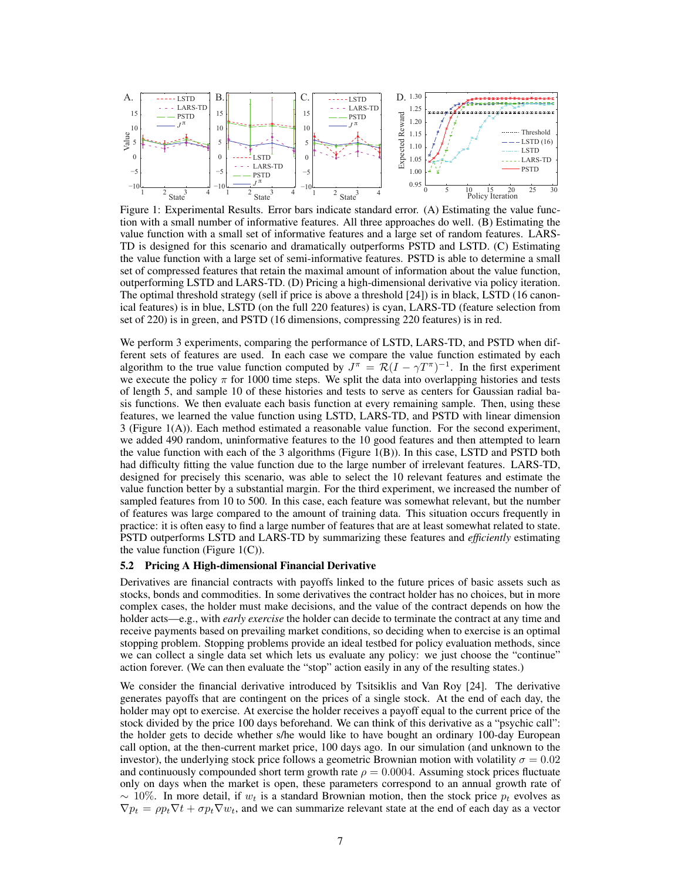A.

LSTD
LARS-TD
PSTD
$J^\pi$

Value

15
10
5
0
−5
−10

1 2 3 4
State

B.

15
10
5
0
−5
−10

LSTD
LARS-TD
PSTD
$J^\pi$

1 2 3 4
State

C.

LSTD
LARS-TD
PSTD
$J^\pi$

15
10
5
0
−5
−10

1 2 3 4
State

D.

Expected Reward

1.30
1.25
1.20
1.15
1.10
1.05
1.00
0.95

Threshold
LSTD (16)
LSTD
LARS-TD
PSTD

0 5 10 15 20 25 30
Policy Iteration

Figure 1: Experimental Results. Error bars indicate standard error. (A) Estimating the value function with a small number of informative features. All three approaches do well. (B) Estimating the value function with a small set of informative features and a large set of random features. LARS-TD is designed for this scenario and dramatically outperforms PSTD and LSTD. (C) Estimating the value function with a large set of semi-informative features. PSTD is able to determine a small set of compressed features that retain the maximal amount of information about the value function, outperforming LSTD and LARS-TD. (D) Pricing a high-dimensional derivative via policy iteration. The optimal threshold strategy (sell if price is above a threshold [24]) is in black, LSTD (16 canonical features) is in blue, LSTD (on the full 220 features) is cyan, LARS-TD (feature selection from set of 220) is in green, and PSTD (16 dimensions, compressing 220 features) is in red.

We perform 3 experiments, comparing the performance of LSTD, LARS-TD, and PSTD when different sets of features are used. In each case we compare the value function estimated by each algorithm to the true value function computed by $J^\pi = \mathcal{R}(I - \gamma T^\pi)^{-1}$. In the first experiment we execute the policy $\pi$ for 1000 time steps. We split the data into overlapping histories and tests of length 5, and sample 10 of these histories and tests to serve as centers for Gaussian radial basis functions. We then evaluate each basis function at every remaining sample. Then, using these features, we learned the value function using LSTD, LARS-TD, and PSTD with linear dimension 3 (Figure 1(A)). Each method estimated a reasonable value function. For the second experiment, we added 490 random, uninformative features to the 10 good features and then attempted to learn the value function with each of the 3 algorithms (Figure 1(B)). In this case, LSTD and PSTD both had difficulty fitting the value function due to the large number of irrelevant features. LARS-TD, designed for precisely this scenario, was able to select the 10 relevant features and estimate the value function better by a substantial margin. For the third experiment, we increased the number of sampled features from 10 to 500. In this case, each feature was somewhat relevant, but the number of features was large compared to the amount of training data. This situation occurs frequently in practice: it is often easy to find a large number of features that are at least somewhat related to state. PSTD outperforms LSTD and LARS-TD by summarizing these features and *efficiently* estimating the value function (Figure 1(C)).

### 5.2 Pricing A High-dimensional Financial Derivative

Derivatives are financial contracts with payoffs linked to the future prices of basic assets such as stocks, bonds and commodities. In some derivatives the contract holder has no choices, but in more complex cases, the holder must make decisions, and the value of the contract depends on how the holder acts—e.g., with *early exercise* the holder can decide to terminate the contract at any time and receive payments based on prevailing market conditions, so deciding when to exercise is an optimal stopping problem. Stopping problems provide an ideal testbed for policy evaluation methods, since we can collect a single data set which lets us evaluate any policy: we just choose the "continue" action forever. (We can then evaluate the "stop" action easily in any of the resulting states.)

We consider the financial derivative introduced by Tsitsiklis and Van Roy [24]. The derivative generates payoffs that are contingent on the prices of a single stock. At the end of each day, the holder may opt to exercise. At exercise the holder receives a payoff equal to the current price of the stock divided by the price 100 days beforehand. We can think of this derivative as a "psychic call": the holder gets to decide whether s/he would like to have bought an ordinary 100-day European call option, at the then-current market price, 100 days ago. In our simulation (and unknown to the investor), the underlying stock price follows a geometric Brownian motion with volatility $\sigma = 0.02$ and continuously compounded short term growth rate $\rho = 0.0004$. Assuming stock prices fluctuate only on days when the market is open, these parameters correspond to an annual growth rate of $\sim 10\%$. In more detail, if $w_t$ is a standard Brownian motion, then the stock price $p_t$ evolves as $\nabla p_t = \rho p_t \nabla t + \sigma p_t \nabla w_t$, and we can summarize relevant state at the end of each day as a vector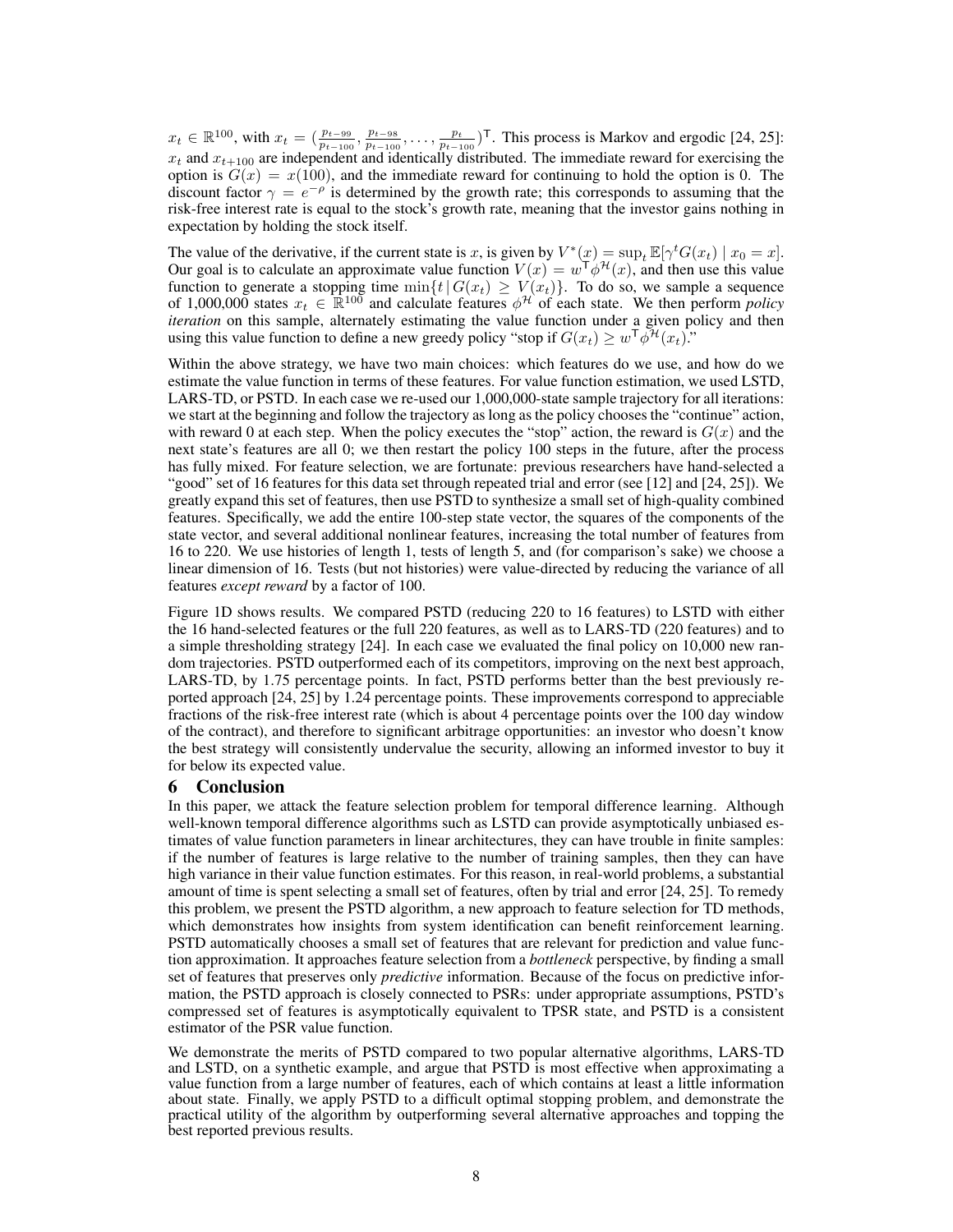$x_t \in \mathbb{R}^{100}$, with $x_t = (\frac{p_{t-99}}{p_{t-100}}, \frac{p_{t-98}}{p_{t-100}}, \ldots, \frac{p_t}{p_{t-100}})^\mathsf{T}$. This process is Markov and ergodic [24, 25]: $x_t$ and $x_{t+100}$ are independent and identically distributed. The immediate reward for exercising the option is $G(x) = x(100)$, and the immediate reward for continuing to hold the option is 0. The discount factor $\gamma = e^{-\rho}$ is determined by the growth rate; this corresponds to assuming that the risk-free interest rate is equal to the stock's growth rate, meaning that the investor gains nothing in expectation by holding the stock itself.

The value of the derivative, if the current state is $x$, is given by $V^*(x) = \sup_t \mathbb{E}[\gamma^t G(x_t) \mid x_0 = x]$. Our goal is to calculate an approximate value function $V(x) = w^\mathsf{T} \phi^\mathcal{H}(x)$, and then use this value function to generate a stopping time $\min\{t \mid G(x_t) \geq V(x_t)\}$. To do so, we sample a sequence of 1,000,000 states $x_t \in \mathbb{R}^{100}$ and calculate features $\phi^\mathcal{H}$ of each state. We then perform *policy iteration* on this sample, alternately estimating the value function under a given policy and then using this value function to define a new greedy policy "stop if $G(x_t) \geq w^\mathsf{T} \phi^\mathcal{H}(x_t)$."

Within the above strategy, we have two main choices: which features do we use, and how do we estimate the value function in terms of these features. For value function estimation, we used LSTD, LARS-TD, or PSTD. In each case we re-used our 1,000,000-state sample trajectory for all iterations: we start at the beginning and follow the trajectory as long as the policy chooses the "continue" action, with reward 0 at each step. When the policy executes the "stop" action, the reward is $G(x)$ and the next state's features are all 0; we then restart the policy 100 steps in the future, after the process has fully mixed. For feature selection, we are fortunate: previous researchers have hand-selected a "good" set of 16 features for this data set through repeated trial and error (see [12] and [24, 25]). We greatly expand this set of features, then use PSTD to synthesize a small set of high-quality combined features. Specifically, we add the entire 100-step state vector, the squares of the components of the state vector, and several additional nonlinear features, increasing the total number of features from 16 to 220. We use histories of length 1, tests of length 5, and (for comparison's sake) we choose a linear dimension of 16. Tests (but not histories) were value-directed by reducing the variance of all features *except reward* by a factor of 100.

Figure 1D shows results. We compared PSTD (reducing 220 to 16 features) to LSTD with either the 16 hand-selected features or the full 220 features, as well as to LARS-TD (220 features) and to a simple thresholding strategy [24]. In each case we evaluated the final policy on 10,000 new random trajectories. PSTD outperformed each of its competitors, improving on the next best approach, LARS-TD, by 1.75 percentage points. In fact, PSTD performs better than the best previously reported approach [24, 25] by 1.24 percentage points. These improvements correspond to appreciable fractions of the risk-free interest rate (which is about 4 percentage points over the 100 day window of the contract), and therefore to significant arbitrage opportunities: an investor who doesn't know the best strategy will consistently undervalue the security, allowing an informed investor to buy it for below its expected value.

# 6 Conclusion

In this paper, we attack the feature selection problem for temporal difference learning. Although well-known temporal difference algorithms such as LSTD can provide asymptotically unbiased estimates of value function parameters in linear architectures, they can have trouble in finite samples: if the number of features is large relative to the number of training samples, then they can have high variance in their value function estimates. For this reason, in real-world problems, a substantial amount of time is spent selecting a small set of features, often by trial and error [24, 25]. To remedy this problem, we present the PSTD algorithm, a new approach to feature selection for TD methods, which demonstrates how insights from system identification can benefit reinforcement learning. PSTD automatically chooses a small set of features that are relevant for prediction and value function approximation. It approaches feature selection from a *bottleneck* perspective, by finding a small set of features that preserves only *predictive* information. Because of the focus on predictive information, the PSTD approach is closely connected to PSRs: under appropriate assumptions, PSTD's compressed set of features is asymptotically equivalent to TPSR state, and PSTD is a consistent estimator of the PSR value function.

We demonstrate the merits of PSTD compared to two popular alternative algorithms, LARS-TD and LSTD, on a synthetic example, and argue that PSTD is most effective when approximating a value function from a large number of features, each of which contains at least a little information about state. Finally, we apply PSTD to a difficult optimal stopping problem, and demonstrate the practical utility of the algorithm by outperforming several alternative approaches and topping the best reported previous results.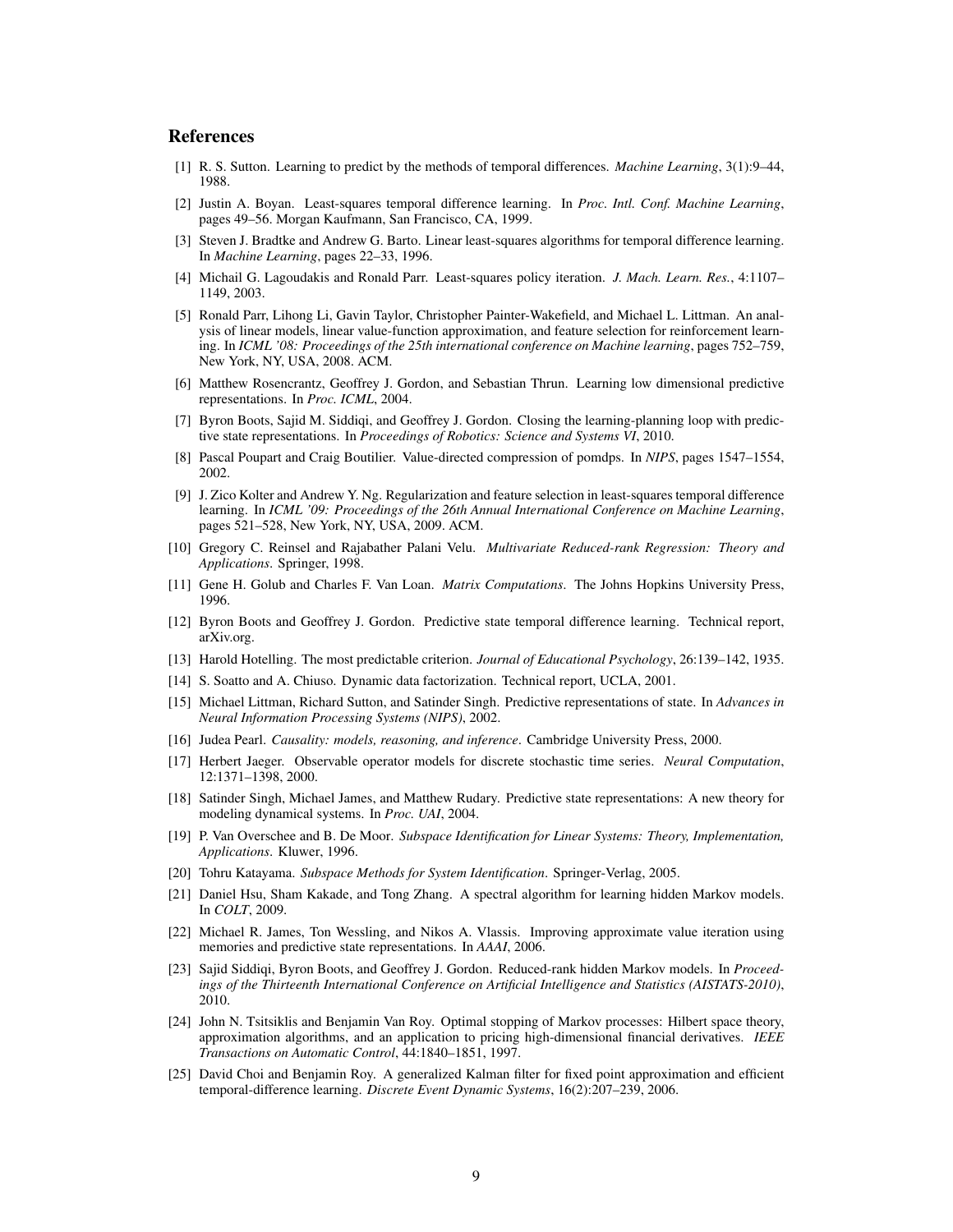## References

[1] R. S. Sutton. Learning to predict by the methods of temporal differences. *Machine Learning*, 3(1):9–44, 1988.

[2] Justin A. Boyan. Least-squares temporal difference learning. In *Proc. Intl. Conf. Machine Learning*, pages 49–56. Morgan Kaufmann, San Francisco, CA, 1999.

[3] Steven J. Bradtke and Andrew G. Barto. Linear least-squares algorithms for temporal difference learning. In *Machine Learning*, pages 22–33, 1996.

[4] Michail G. Lagoudakis and Ronald Parr. Least-squares policy iteration. *J. Mach. Learn. Res.*, 4:1107–1149, 2003.

[5] Ronald Parr, Lihong Li, Gavin Taylor, Christopher Painter-Wakefield, and Michael L. Littman. An analysis of linear models, linear value-function approximation, and feature selection for reinforcement learning. In *ICML '08: Proceedings of the 25th international conference on Machine learning*, pages 752–759, New York, NY, USA, 2008. ACM.

[6] Matthew Rosencrantz, Geoffrey J. Gordon, and Sebastian Thrun. Learning low dimensional predictive representations. In *Proc. ICML*, 2004.

[7] Byron Boots, Sajid M. Siddiqi, and Geoffrey J. Gordon. Closing the learning-planning loop with predictive state representations. In *Proceedings of Robotics: Science and Systems VI*, 2010.

[8] Pascal Poupart and Craig Boutilier. Value-directed compression of pomdps. In *NIPS*, pages 1547–1554, 2002.

[9] J. Zico Kolter and Andrew Y. Ng. Regularization and feature selection in least-squares temporal difference learning. In *ICML '09: Proceedings of the 26th Annual International Conference on Machine Learning*, pages 521–528, New York, NY, USA, 2009. ACM.

[10] Gregory C. Reinsel and Rajabather Palani Velu. *Multivariate Reduced-rank Regression: Theory and Applications*. Springer, 1998.

[11] Gene H. Golub and Charles F. Van Loan. *Matrix Computations*. The Johns Hopkins University Press, 1996.

[12] Byron Boots and Geoffrey J. Gordon. Predictive state temporal difference learning. Technical report, arXiv.org.

[13] Harold Hotelling. The most predictable criterion. *Journal of Educational Psychology*, 26:139–142, 1935.

[14] S. Soatto and A. Chiuso. Dynamic data factorization. Technical report, UCLA, 2001.

[15] Michael Littman, Richard Sutton, and Satinder Singh. Predictive representations of state. In *Advances in Neural Information Processing Systems (NIPS)*, 2002.

[16] Judea Pearl. *Causality: models, reasoning, and inference*. Cambridge University Press, 2000.

[17] Herbert Jaeger. Observable operator models for discrete stochastic time series. *Neural Computation*, 12:1371–1398, 2000.

[18] Satinder Singh, Michael James, and Matthew Rudary. Predictive state representations: A new theory for modeling dynamical systems. In *Proc. UAI*, 2004.

[19] P. Van Overschee and B. De Moor. *Subspace Identification for Linear Systems: Theory, Implementation, Applications*. Kluwer, 1996.

[20] Tohru Katayama. *Subspace Methods for System Identification*. Springer-Verlag, 2005.

[21] Daniel Hsu, Sham Kakade, and Tong Zhang. A spectral algorithm for learning hidden Markov models. In *COLT*, 2009.

[22] Michael R. James, Ton Wessling, and Nikos A. Vlassis. Improving approximate value iteration using memories and predictive state representations. In *AAAI*, 2006.

[23] Sajid Siddiqi, Byron Boots, and Geoffrey J. Gordon. Reduced-rank hidden Markov models. In *Proceedings of the Thirteenth International Conference on Artificial Intelligence and Statistics (AISTATS-2010)*, 2010.

[24] John N. Tsitsiklis and Benjamin Van Roy. Optimal stopping of Markov processes: Hilbert space theory, approximation algorithms, and an application to pricing high-dimensional financial derivatives. *IEEE Transactions on Automatic Control*, 44:1840–1851, 1997.

[25] David Choi and Benjamin Roy. A generalized Kalman filter for fixed point approximation and efficient temporal-difference learning. *Discrete Event Dynamic Systems*, 16(2):207–239, 2006.